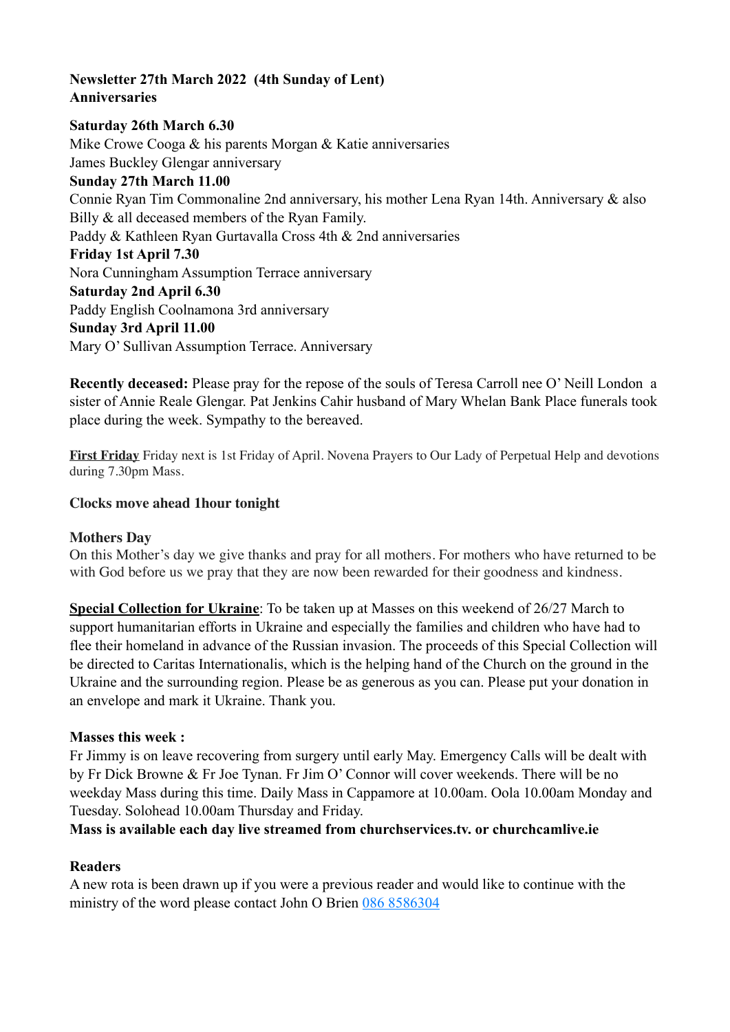**Newsletter 27th March 2022 (4th Sunday of Lent)**
**Anniversaries**

**Saturday 26th March 6.30**
Mike Crowe Cooga & his parents Morgan & Katie anniversaries
James Buckley Glengar anniversary
**Sunday 27th March 11.00**
Connie Ryan Tim Commonaline 2nd anniversary, his mother Lena Ryan 14th. Anniversary & also Billy & all deceased members of the Ryan Family.
Paddy & Kathleen Ryan Gurtavalla Cross 4th & 2nd anniversaries
**Friday 1st April 7.30**
Nora Cunningham Assumption Terrace anniversary
**Saturday 2nd April 6.30**
Paddy English Coolnamona 3rd anniversary
**Sunday 3rd April 11.00**
Mary O' Sullivan Assumption Terrace. Anniversary

**Recently deceased:** Please pray for the repose of the souls of Teresa Carroll nee O' Neill London a sister of Annie Reale Glengar. Pat Jenkins Cahir husband of Mary Whelan Bank Place funerals took place during the week. Sympathy to the bereaved.

**First Friday** Friday next is 1st Friday of April. Novena Prayers to Our Lady of Perpetual Help and devotions during 7.30pm Mass.

**Clocks move ahead 1hour tonight**

**Mothers Day**
On this Mother's day we give thanks and pray for all mothers. For mothers who have returned to be with God before us we pray that they are now been rewarded for their goodness and kindness.

**Special Collection for Ukraine**: To be taken up at Masses on this weekend of 26/27 March to support humanitarian efforts in Ukraine and especially the families and children who have had to flee their homeland in advance of the Russian invasion. The proceeds of this Special Collection will be directed to Caritas Internationalis, which is the helping hand of the Church on the ground in the Ukraine and the surrounding region. Please be as generous as you can. Please put your donation in an envelope and mark it Ukraine. Thank you.

**Masses this week :**
Fr Jimmy is on leave recovering from surgery until early May. Emergency Calls will be dealt with by Fr Dick Browne & Fr Joe Tynan. Fr Jim O' Connor will cover weekends. There will be no weekday Mass during this time. Daily Mass in Cappamore at 10.00am. Oola 10.00am Monday and Tuesday. Solohead 10.00am Thursday and Friday.
**Mass is available each day live streamed from churchservices.tv. or churchcamlive.ie**

**Readers**
A new rota is been drawn up if you were a previous reader and would like to continue with the ministry of the word please contact John O Brien 086 8586304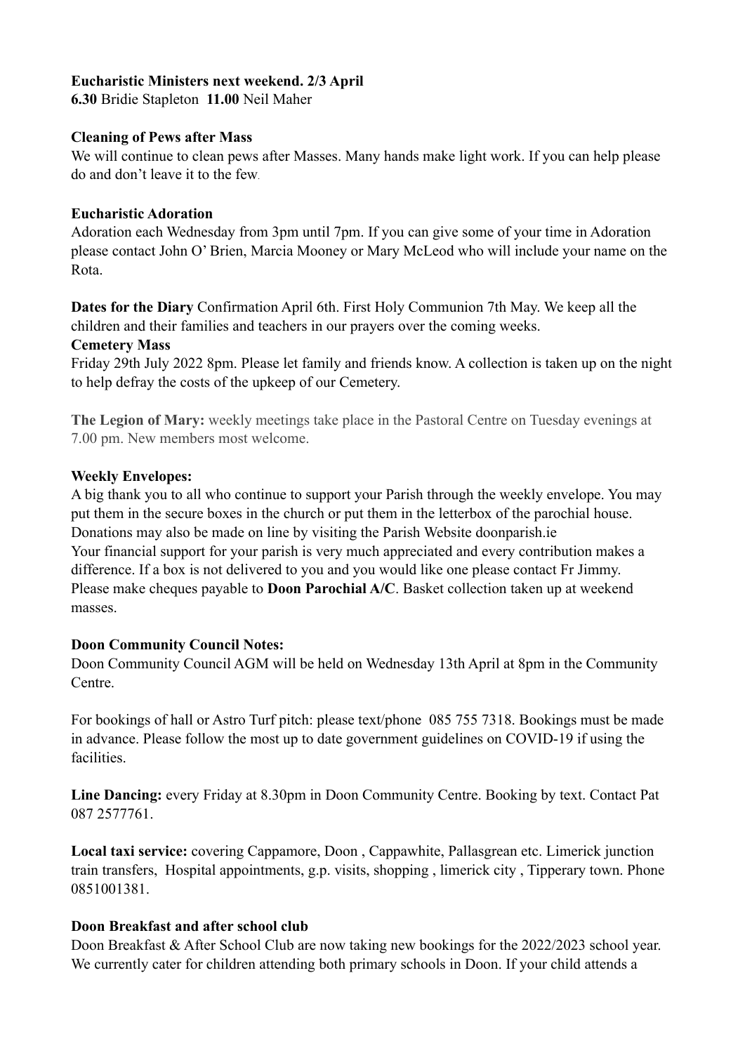**Eucharistic Ministers next weekend. 2/3 April**
**6.30** Bridie Stapleton **11.00** Neil Maher

**Cleaning of Pews after Mass**
We will continue to clean pews after Masses. Many hands make light work. If you can help please do and don't leave it to the few.

**Eucharistic Adoration**
Adoration each Wednesday from 3pm until 7pm. If you can give some of your time in Adoration please contact John O' Brien, Marcia Mooney or Mary McLeod who will include your name on the Rota.

**Dates for the Diary** Confirmation April 6th. First Holy Communion 7th May. We keep all the children and their families and teachers in our prayers over the coming weeks.

**Cemetery Mass**
Friday 29th July 2022 8pm. Please let family and friends know. A collection is taken up on the night to help defray the costs of the upkeep of our Cemetery.

**The Legion of Mary:** weekly meetings take place in the Pastoral Centre on Tuesday evenings at 7.00 pm. New members most welcome.

**Weekly Envelopes:**
A big thank you to all who continue to support your Parish through the weekly envelope. You may put them in the secure boxes in the church or put them in the letterbox of the parochial house. Donations may also be made on line by visiting the Parish Website doonparish.ie
Your financial support for your parish is very much appreciated and every contribution makes a difference. If a box is not delivered to you and you would like one please contact Fr Jimmy. Please make cheques payable to **Doon Parochial A/C**. Basket collection taken up at weekend masses.

**Doon Community Council Notes:**
Doon Community Council AGM will be held on Wednesday 13th April at 8pm in the Community Centre.

For bookings of hall or Astro Turf pitch: please text/phone 085 755 7318. Bookings must be made in advance. Please follow the most up to date government guidelines on COVID-19 if using the facilities.

**Line Dancing:** every Friday at 8.30pm in Doon Community Centre. Booking by text. Contact Pat 087 2577761.

**Local taxi service:** covering Cappamore, Doon , Cappawhite, Pallasgrean etc. Limerick junction train transfers, Hospital appointments, g.p. visits, shopping , limerick city , Tipperary town. Phone 0851001381.

**Doon Breakfast and after school club**
Doon Breakfast & After School Club are now taking new bookings for the 2022/2023 school year. We currently cater for children attending both primary schools in Doon. If your child attends a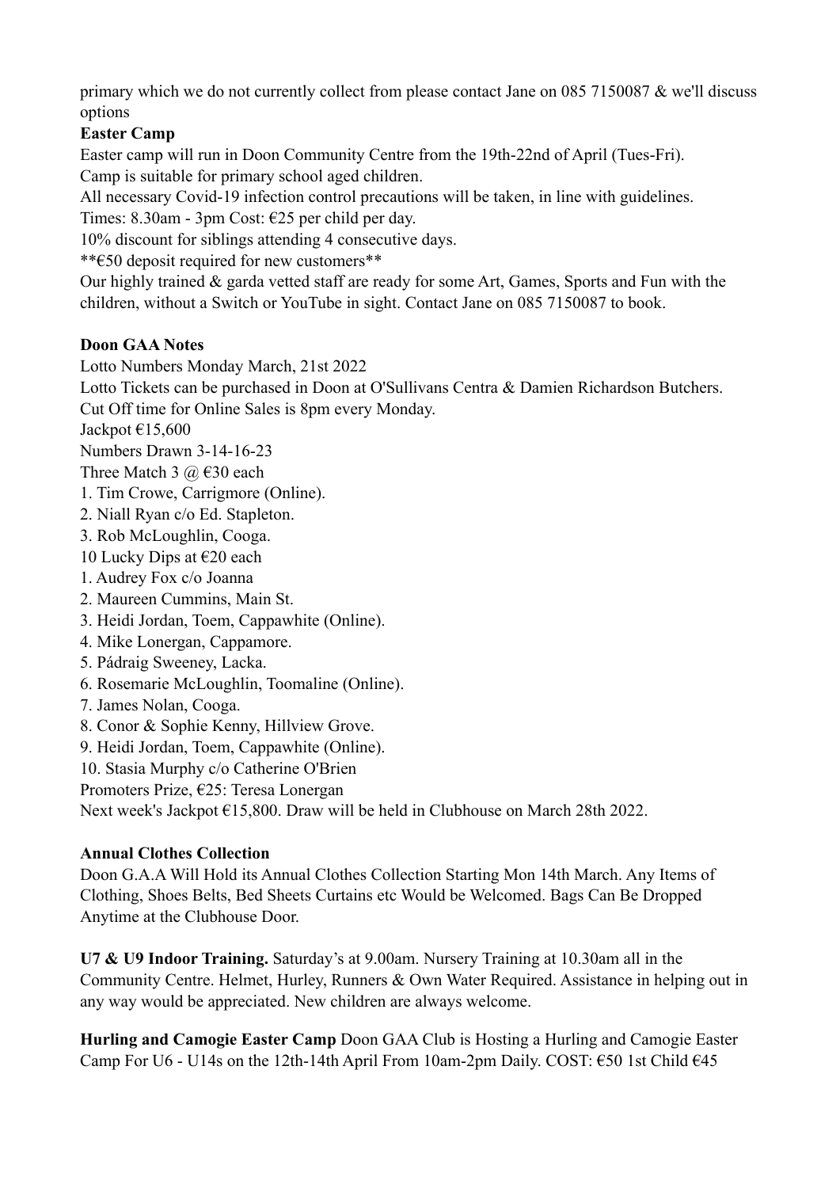primary which we do not currently collect from please contact Jane on 085 7150087 & we'll discuss options

**Easter Camp**

Easter camp will run in Doon Community Centre from the 19th-22nd of April (Tues-Fri).

Camp is suitable for primary school aged children.

All necessary Covid-19 infection control precautions will be taken, in line with guidelines.

Times: 8.30am - 3pm Cost: €25 per child per day.

10% discount for siblings attending 4 consecutive days.

**€50 deposit required for new customers**

Our highly trained & garda vetted staff are ready for some Art, Games, Sports and Fun with the children, without a Switch or YouTube in sight. Contact Jane on 085 7150087 to book.

**Doon GAA Notes**

Lotto Numbers Monday March, 21st 2022

Lotto Tickets can be purchased in Doon at O'Sullivans Centra & Damien Richardson Butchers.

Cut Off time for Online Sales is 8pm every Monday.

Jackpot €15,600

Numbers Drawn 3-14-16-23

Three Match 3 @ €30 each

1. Tim Crowe, Carrigmore (Online).
2. Niall Ryan c/o Ed. Stapleton.
3. Rob McLoughlin, Cooga.

10 Lucky Dips at €20 each

1. Audrey Fox c/o Joanna
2. Maureen Cummins, Main St.
3. Heidi Jordan, Toem, Cappawhite (Online).
4. Mike Lonergan, Cappamore.
5. Pádraig Sweeney, Lacka.
6. Rosemarie McLoughlin, Toomaline (Online).
7. James Nolan, Cooga.
8. Conor & Sophie Kenny, Hillview Grove.
9. Heidi Jordan, Toem, Cappawhite (Online).
10. Stasia Murphy c/o Catherine O'Brien

Promoters Prize, €25: Teresa Lonergan

Next week's Jackpot €15,800. Draw will be held in Clubhouse on March 28th 2022.

**Annual Clothes Collection**

Doon G.A.A Will Hold its Annual Clothes Collection Starting Mon 14th March. Any Items of Clothing, Shoes Belts, Bed Sheets Curtains etc Would be Welcomed. Bags Can Be Dropped Anytime at the Clubhouse Door.

**U7 & U9 Indoor Training.** Saturday's at 9.00am. Nursery Training at 10.30am all in the Community Centre. Helmet, Hurley, Runners & Own Water Required. Assistance in helping out in any way would be appreciated. New children are always welcome.

**Hurling and Camogie Easter Camp** Doon GAA Club is Hosting a Hurling and Camogie Easter Camp For U6 - U14s on the 12th-14th April From 10am-2pm Daily. COST: €50 1st Child €45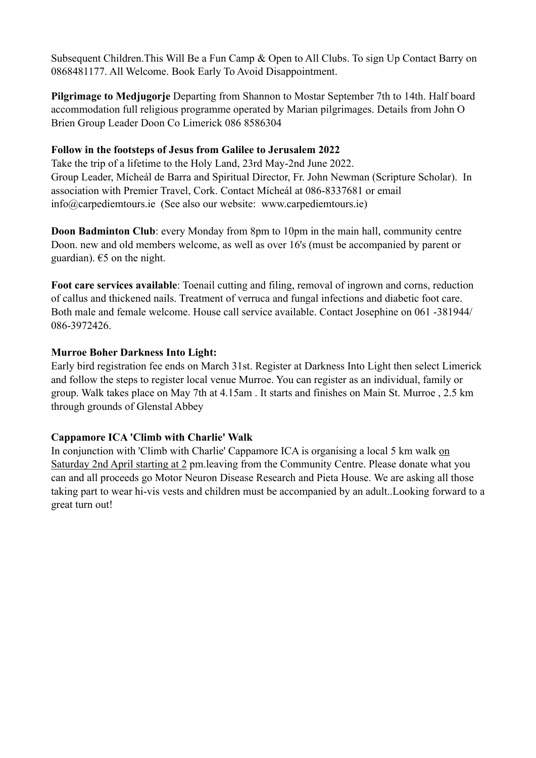Subsequent Children.This Will Be a Fun Camp & Open to All Clubs. To sign Up Contact Barry on 0868481177. All Welcome. Book Early To Avoid Disappointment.

**Pilgrimage to Medjugorje** Departing from Shannon to Mostar September 7th to 14th. Half board accommodation full religious programme operated by Marian pilgrimages. Details from John O Brien Group Leader Doon Co Limerick 086 8586304

**Follow in the footsteps of Jesus from Galilee to Jerusalem 2022**

Take the trip of a lifetime to the Holy Land, 23rd May-2nd June 2022.
Group Leader, Mícheál de Barra and Spiritual Director, Fr. John Newman (Scripture Scholar). In association with Premier Travel, Cork. Contact Mícheál at 086-8337681 or email info@carpediemtours.ie (See also our website: www.carpediemtours.ie)

**Doon Badminton Club**: every Monday from 8pm to 10pm in the main hall, community centre Doon. new and old members welcome, as well as over 16's (must be accompanied by parent or guardian). €5 on the night.

**Foot care services available**: Toenail cutting and filing, removal of ingrown and corns, reduction of callus and thickened nails. Treatment of verruca and fungal infections and diabetic foot care. Both male and female welcome. House call service available. Contact Josephine on 061 -381944/ 086-3972426.

**Murroe Boher Darkness Into Light:**

Early bird registration fee ends on March 31st. Register at Darkness Into Light then select Limerick and follow the steps to register local venue Murroe. You can register as an individual, family or group. Walk takes place on May 7th at 4.15am . It starts and finishes on Main St. Murroe , 2.5 km through grounds of Glenstal Abbey

**Cappamore ICA 'Climb with Charlie' Walk**

In conjunction with 'Climb with Charlie' Cappamore ICA is organising a local 5 km walk on Saturday 2nd April starting at 2 pm.leaving from the Community Centre. Please donate what you can and all proceeds go Motor Neuron Disease Research and Pieta House. We are asking all those taking part to wear hi-vis vests and children must be accompanied by an adult..Looking forward to a great turn out!